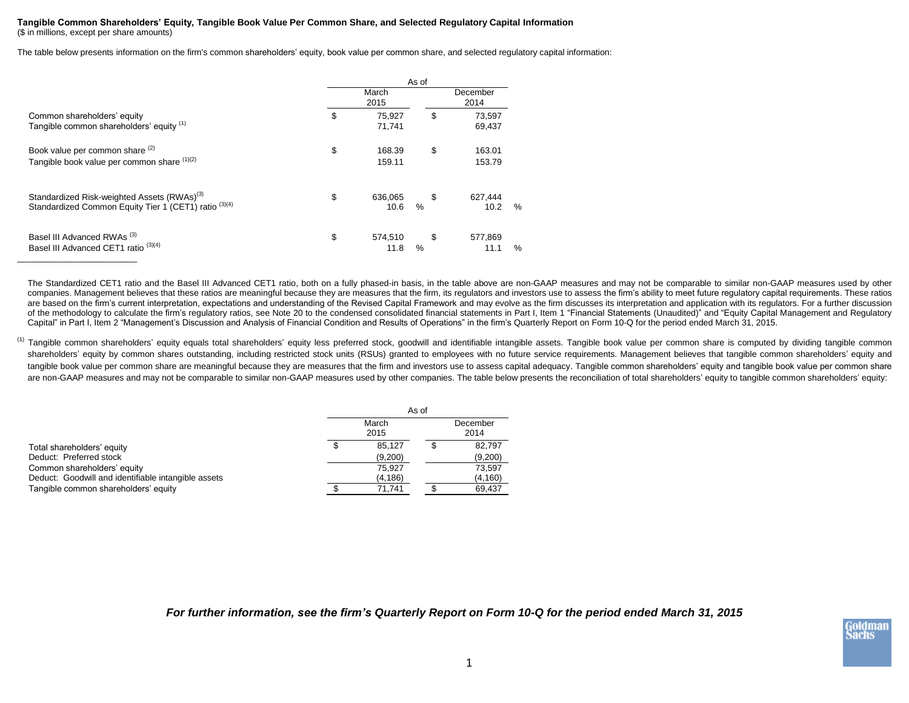**Tangible Common Shareholders' Equity, Tangible Book Value Per Common Share, and Selected Regulatory Capital Information**

($ in millions, except per share amounts)

The table below presents information on the firm's common shareholders' equity, book value per common share, and selected regulatory capital information:

| | As of | |
|---|---|---|
| | March 2015 | December 2014 |
| Common shareholders' equity | $ 75,927 | $ 73,597 |
| Tangible common shareholders' equity [1] | 71,741 | 69,437 |
| Book value per common share [2] | $ 168.39 | $ 163.01 |
| Tangible book value per common share [1][2] | 159.11 | 153.79 |
| Standardized Risk-weighted Assets (RWAs)[3] | $ 636,065 | $ 627,444 |
| Standardized Common Equity Tier 1 (CET1) ratio [3][4] | 10.6 % | 10.2 % |
| Basel III Advanced RWAs [3] | $ 574,510 | $ 577,869 |
| Basel III Advanced CET1 ratio [3][4] | 11.8 % | 11.1 % |

The Standardized CET1 ratio and the Basel III Advanced CET1 ratio, both on a fully phased-in basis, in the table above are non-GAAP measures and may not be comparable to similar non-GAAP measures used by other companies. Management believes that these ratios are meaningful because they are measures that the firm, its regulators and investors use to assess the firm's ability to meet future regulatory capital requirements. These ratios are based on the firm's current interpretation, expectations and understanding of the Revised Capital Framework and may evolve as the firm discusses its interpretation and application with its regulators. For a further discussion of the methodology to calculate the firm's regulatory ratios, see Note 20 to the condensed consolidated financial statements in Part I, Item 1 "Financial Statements (Unaudited)" and "Equity Capital Management and Regulatory Capital" in Part I, Item 2 "Management's Discussion and Analysis of Financial Condition and Results of Operations" in the firm's Quarterly Report on Form 10-Q for the period ended March 31, 2015.

[1] Tangible common shareholders' equity equals total shareholders' equity less preferred stock, goodwill and identifiable intangible assets. Tangible book value per common share is computed by dividing tangible common shareholders' equity by common shares outstanding, including restricted stock units (RSUs) granted to employees with no future service requirements. Management believes that tangible common shareholders' equity and tangible book value per common share are meaningful because they are measures that the firm and investors use to assess capital adequacy. Tangible common shareholders' equity and tangible book value per common share are non-GAAP measures and may not be comparable to similar non-GAAP measures used by other companies. The table below presents the reconciliation of total shareholders' equity to tangible common shareholders' equity:

| | As of | |
|---|---|---|
| | March 2015 | December 2014 |
| Total shareholders' equity | $ 85,127 | $ 82,797 |
| Deduct: Preferred stock | (9,200) | (9,200) |
| Common shareholders' equity | 75,927 | 73,597 |
| Deduct: Goodwill and identifiable intangible assets | (4,186) | (4,160) |
| Tangible common shareholders' equity | $ 71,741 | $ 69,437 |

***For further information, see the firm's Quarterly Report on Form 10-Q for the period ended March 31, 2015***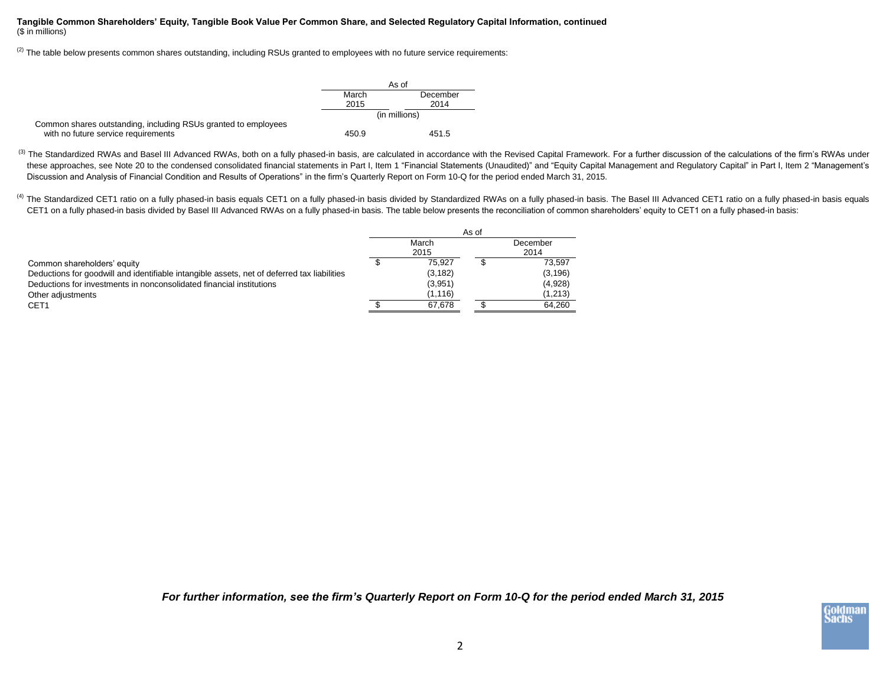**Tangible Common Shareholders' Equity, Tangible Book Value Per Common Share, and Selected Regulatory Capital Information, continued**
($ in millions)

[2] The table below presents common shares outstanding, including RSUs granted to employees with no future service requirements:

| | As of | |
|---|---|---|
| | March 2015 | December 2014 |
| | (in millions) | |
| Common shares outstanding, including RSUs granted to employees with no future service requirements | 450.9 | 451.5 |

[3] The Standardized RWAs and Basel III Advanced RWAs, both on a fully phased-in basis, are calculated in accordance with the Revised Capital Framework. For a further discussion of the calculations of the firm's RWAs under these approaches, see Note 20 to the condensed consolidated financial statements in Part I, Item 1 "Financial Statements (Unaudited)" and "Equity Capital Management and Regulatory Capital" in Part I, Item 2 "Management's Discussion and Analysis of Financial Condition and Results of Operations" in the firm's Quarterly Report on Form 10-Q for the period ended March 31, 2015.

[4] The Standardized CET1 ratio on a fully phased-in basis equals CET1 on a fully phased-in basis divided by Standardized RWAs on a fully phased-in basis. The Basel III Advanced CET1 ratio on a fully phased-in basis equals CET1 on a fully phased-in basis divided by Basel III Advanced RWAs on a fully phased-in basis. The table below presents the reconciliation of common shareholders' equity to CET1 on a fully phased-in basis:

| | As of | |
|---|---|---|
| | March 2015 | December 2014 |
| Common shareholders' equity | $ 75,927 | $ 73,597 |
| Deductions for goodwill and identifiable intangible assets, net of deferred tax liabilities | (3,182) | (3,196) |
| Deductions for investments in nonconsolidated financial institutions | (3,951) | (4,928) |
| Other adjustments | (1,116) | (1,213) |
| CET1 | $ 67,678 | $ 64,260 |

***For further information, see the firm's Quarterly Report on Form 10-Q for the period ended March 31, 2015***

Goldman Sachs